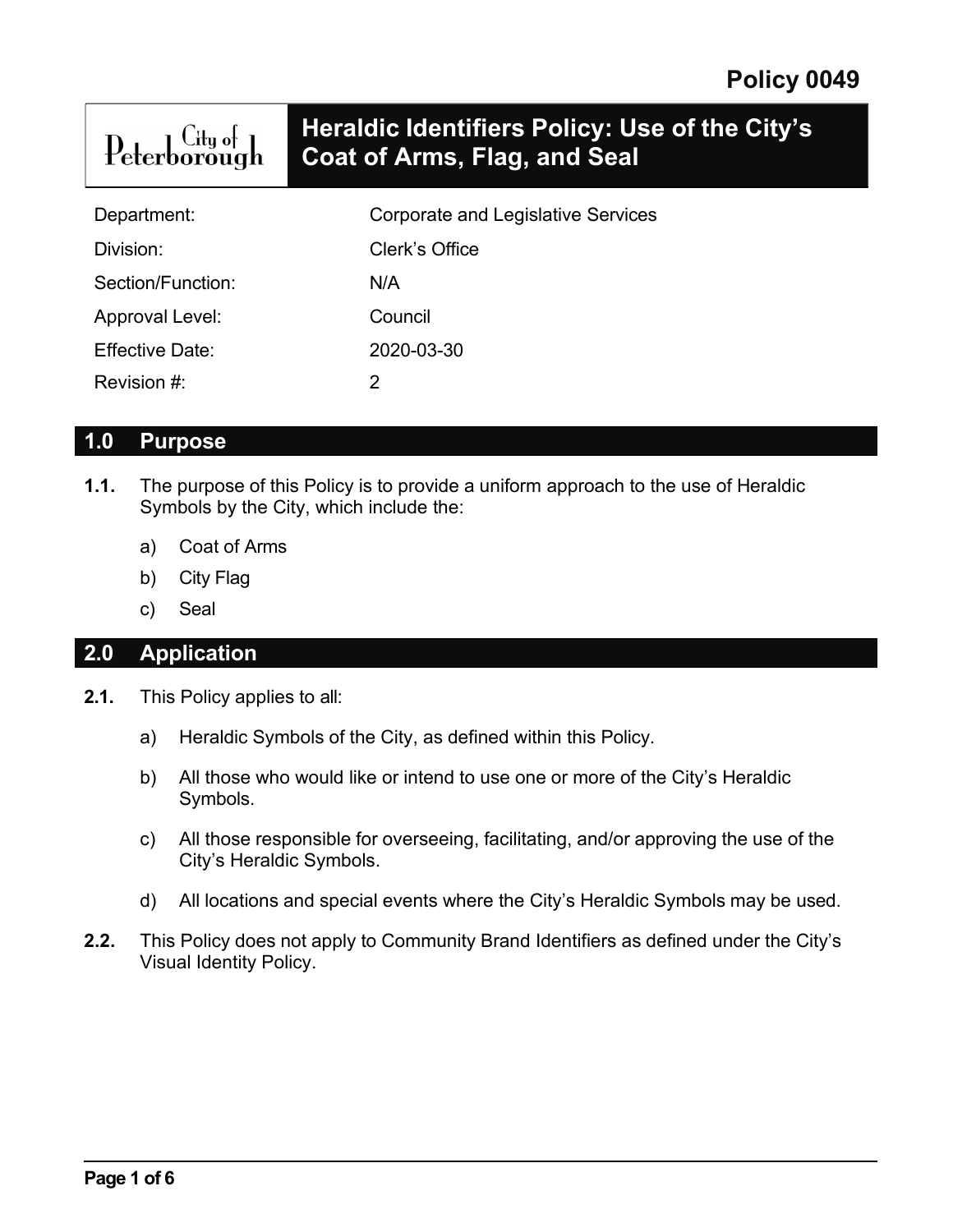**Policy 0049**

# Heraldic Identifiers Policy: Use of the City's Coat of Arms, Flag, and Seal

City of Peterborough

| | |
|---|---|
| Department: | Corporate and Legislative Services |
| Division: | Clerk's Office |
| Section/Function: | N/A |
| Approval Level: | Council |
| Effective Date: | 2020-03-30 |
| Revision #: | 2 |

## 1.0 Purpose

**1.1.** The purpose of this Policy is to provide a uniform approach to the use of Heraldic Symbols by the City, which include the:

a) Coat of Arms

b) City Flag

c) Seal

## 2.0 Application

**2.1.** This Policy applies to all:

a) Heraldic Symbols of the City, as defined within this Policy.

b) All those who would like or intend to use one or more of the City's Heraldic Symbols.

c) All those responsible for overseeing, facilitating, and/or approving the use of the City's Heraldic Symbols.

d) All locations and special events where the City's Heraldic Symbols may be used.

**2.2.** This Policy does not apply to Community Brand Identifiers as defined under the City's Visual Identity Policy.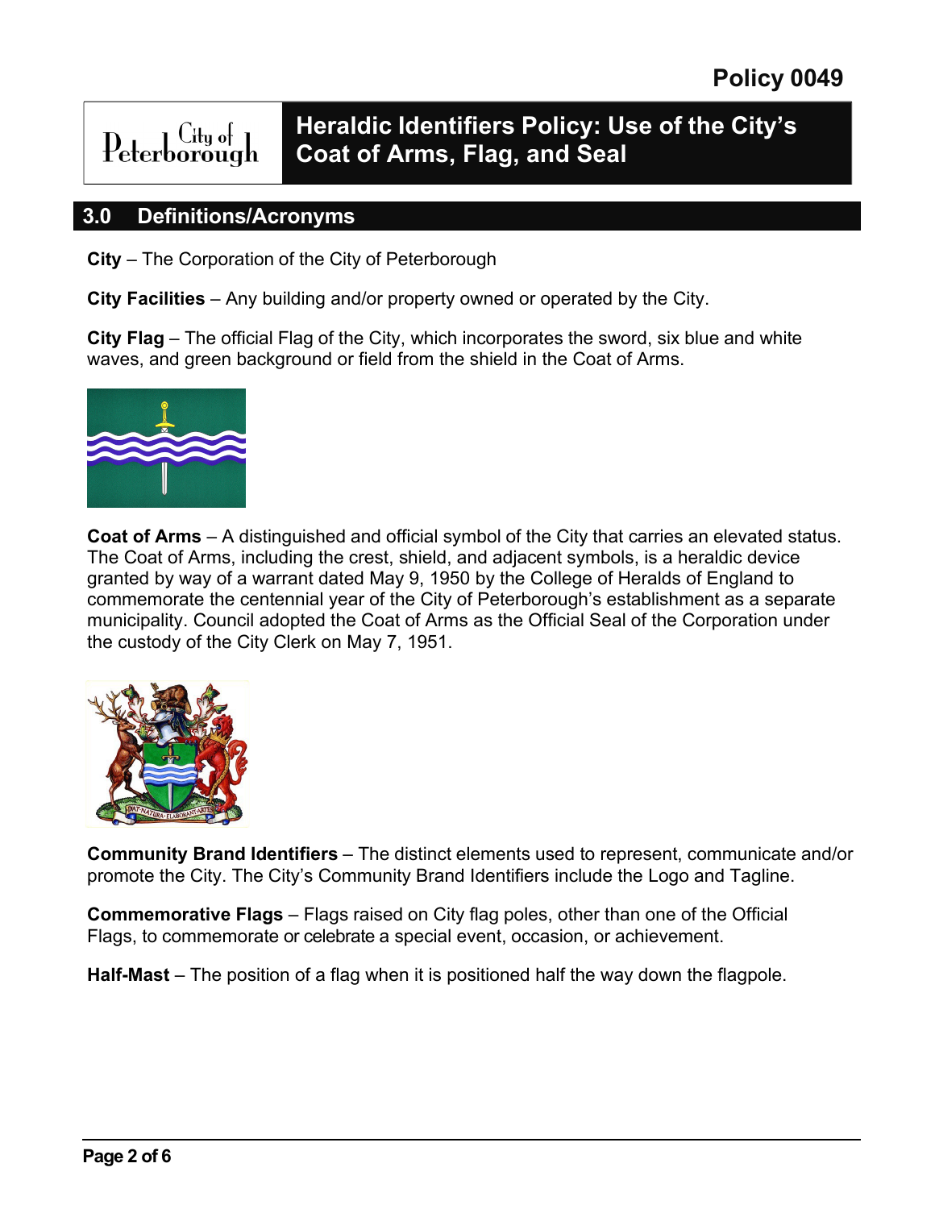## 3.0 Definitions/Acronyms

**City** – The Corporation of the City of Peterborough

**City Facilities** – Any building and/or property owned or operated by the City.

**City Flag** – The official Flag of the City, which incorporates the sword, six blue and white waves, and green background or field from the shield in the Coat of Arms.

**Coat of Arms** – A distinguished and official symbol of the City that carries an elevated status. The Coat of Arms, including the crest, shield, and adjacent symbols, is a heraldic device granted by way of a warrant dated May 9, 1950 by the College of Heralds of England to commemorate the centennial year of the City of Peterborough's establishment as a separate municipality. Council adopted the Coat of Arms as the Official Seal of the Corporation under the custody of the City Clerk on May 7, 1951.

**Community Brand Identifiers** – The distinct elements used to represent, communicate and/or promote the City. The City's Community Brand Identifiers include the Logo and Tagline.

**Commemorative Flags** – Flags raised on City flag poles, other than one of the Official Flags, to commemorate or celebrate a special event, occasion, or achievement.

**Half-Mast** – The position of a flag when it is positioned half the way down the flagpole.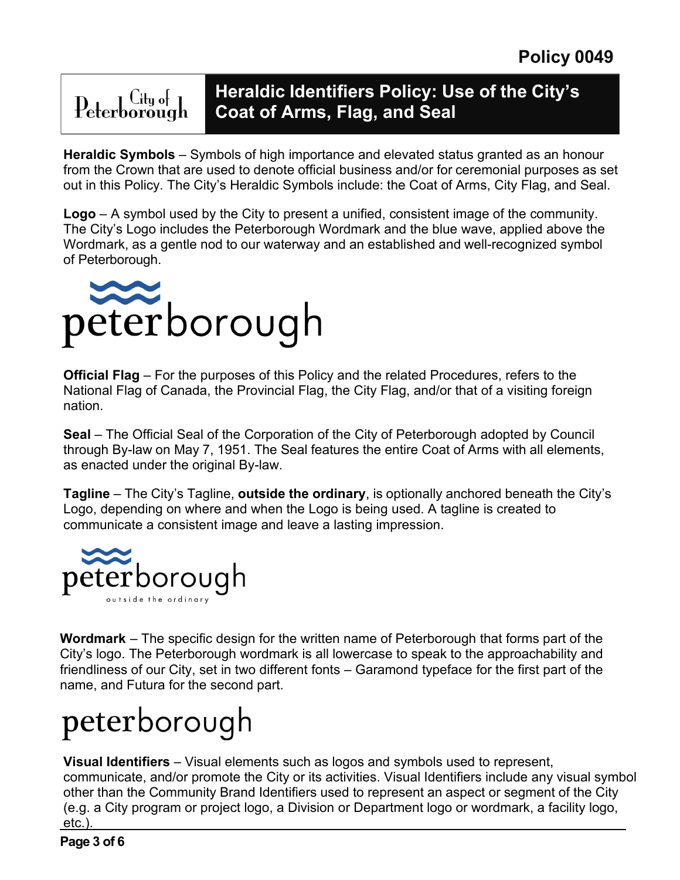Heraldic Symbols – Symbols of high importance and elevated status granted as an honour from the Crown that are used to denote official business and/or for ceremonial purposes as set out in this Policy. The City's Heraldic Symbols include: the Coat of Arms, City Flag, and Seal.

**Logo** – A symbol used by the City to present a unified, consistent image of the community. The City's Logo includes the Peterborough Wordmark and the blue wave, applied above the Wordmark, as a gentle nod to our waterway and an established and well-recognized symbol of Peterborough.

**Official Flag** – For the purposes of this Policy and the related Procedures, refers to the National Flag of Canada, the Provincial Flag, the City Flag, and/or that of a visiting foreign nation.

**Seal** – The Official Seal of the Corporation of the City of Peterborough adopted by Council through By-law on May 7, 1951. The Seal features the entire Coat of Arms with all elements, as enacted under the original By-law.

**Tagline** – The City's Tagline, **outside the ordinary**, is optionally anchored beneath the City's Logo, depending on where and when the Logo is being used. A tagline is created to communicate a consistent image and leave a lasting impression.

**Wordmark** – The specific design for the written name of Peterborough that forms part of the City's logo. The Peterborough wordmark is all lowercase to speak to the approachability and friendliness of our City, set in two different fonts – Garamond typeface for the first part of the name, and Futura for the second part.

**Visual Identifiers** – Visual elements such as logos and symbols used to represent, communicate, and/or promote the City or its activities. Visual Identifiers include any visual symbol other than the Community Brand Identifiers used to represent an aspect or segment of the City (e.g. a City program or project logo, a Division or Department logo or wordmark, a facility logo, etc.).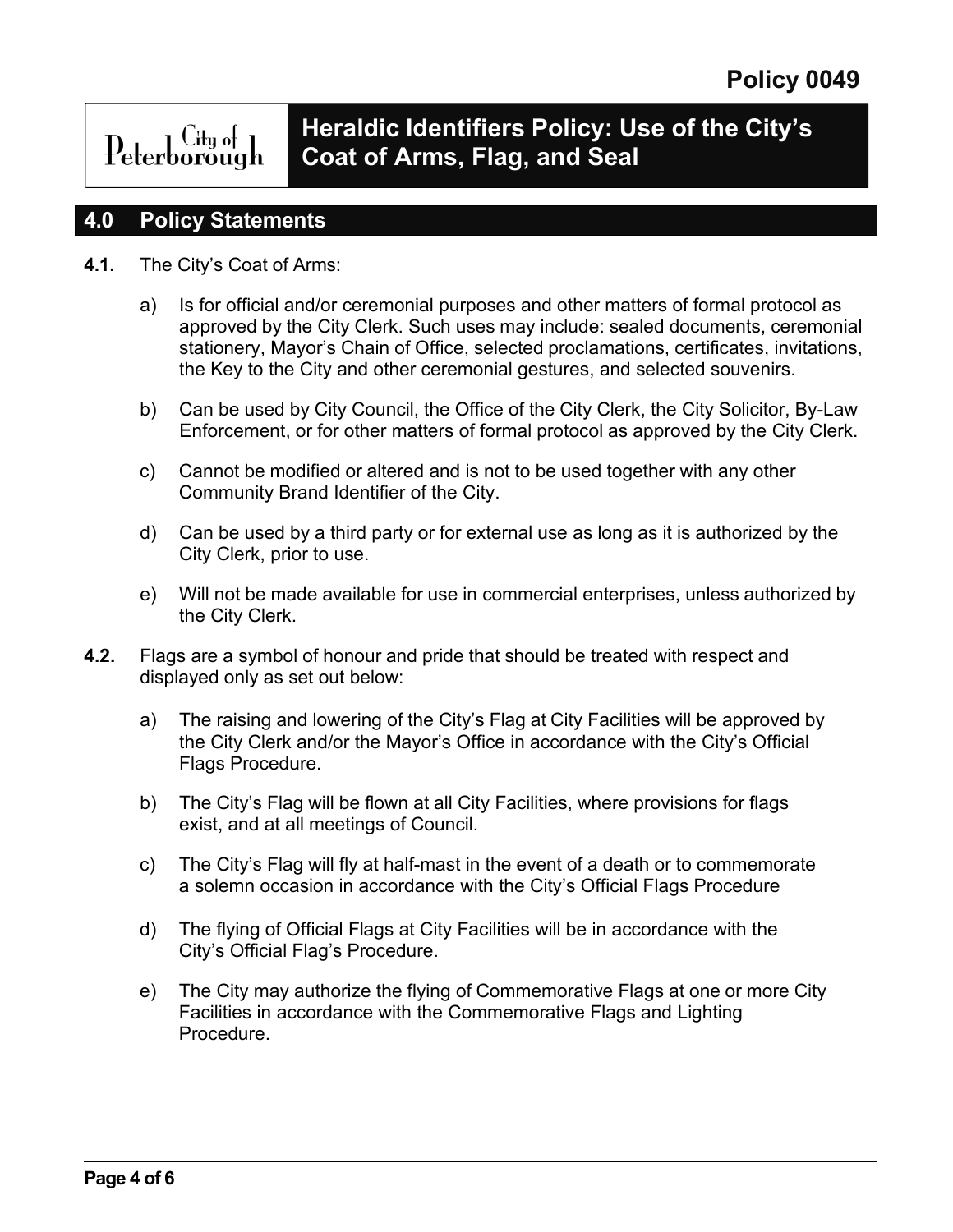## 4.0 Policy Statements

**4.1.** The City's Coat of Arms:

a) Is for official and/or ceremonial purposes and other matters of formal protocol as approved by the City Clerk. Such uses may include: sealed documents, ceremonial stationery, Mayor's Chain of Office, selected proclamations, certificates, invitations, the Key to the City and other ceremonial gestures, and selected souvenirs.

b) Can be used by City Council, the Office of the City Clerk, the City Solicitor, By-Law Enforcement, or for other matters of formal protocol as approved by the City Clerk.

c) Cannot be modified or altered and is not to be used together with any other Community Brand Identifier of the City.

d) Can be used by a third party or for external use as long as it is authorized by the City Clerk, prior to use.

e) Will not be made available for use in commercial enterprises, unless authorized by the City Clerk.

**4.2.** Flags are a symbol of honour and pride that should be treated with respect and displayed only as set out below:

a) The raising and lowering of the City's Flag at City Facilities will be approved by the City Clerk and/or the Mayor's Office in accordance with the City's Official Flags Procedure.

b) The City's Flag will be flown at all City Facilities, where provisions for flags exist, and at all meetings of Council.

c) The City's Flag will fly at half-mast in the event of a death or to commemorate a solemn occasion in accordance with the City's Official Flags Procedure

d) The flying of Official Flags at City Facilities will be in accordance with the City's Official Flag's Procedure.

e) The City may authorize the flying of Commemorative Flags at one or more City Facilities in accordance with the Commemorative Flags and Lighting Procedure.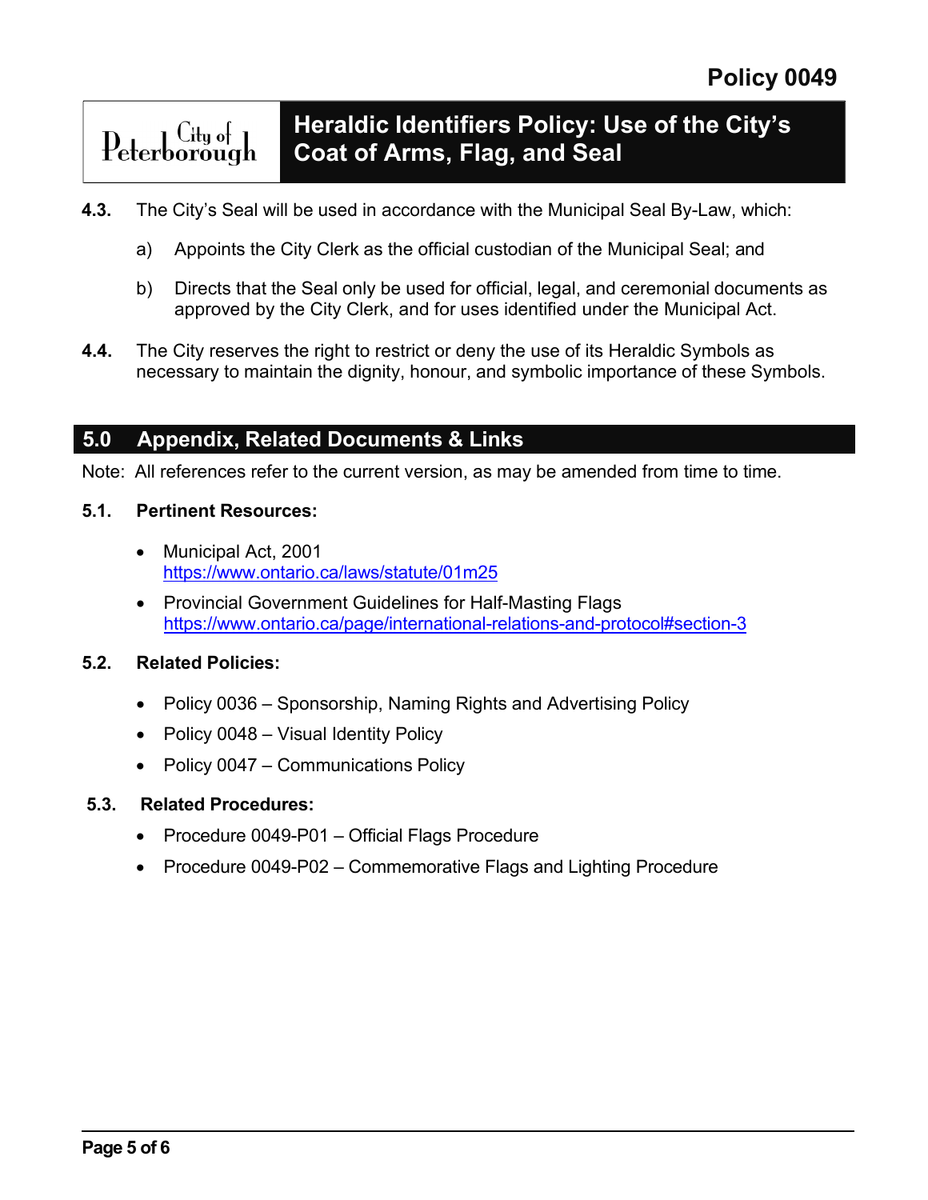**4.3.** The City's Seal will be used in accordance with the Municipal Seal By-Law, which:

a) Appoints the City Clerk as the official custodian of the Municipal Seal; and

b) Directs that the Seal only be used for official, legal, and ceremonial documents as approved by the City Clerk, and for uses identified under the Municipal Act.

**4.4.** The City reserves the right to restrict or deny the use of its Heraldic Symbols as necessary to maintain the dignity, honour, and symbolic importance of these Symbols.

## 5.0 Appendix, Related Documents & Links

Note: All references refer to the current version, as may be amended from time to time.

### 5.1. Pertinent Resources:

- Municipal Act, 2001
  https://www.ontario.ca/laws/statute/01m25
- Provincial Government Guidelines for Half-Masting Flags
  https://www.ontario.ca/page/international-relations-and-protocol#section-3

### 5.2. Related Policies:

- Policy 0036 – Sponsorship, Naming Rights and Advertising Policy
- Policy 0048 – Visual Identity Policy
- Policy 0047 – Communications Policy

### 5.3. Related Procedures:

- Procedure 0049-P01 – Official Flags Procedure
- Procedure 0049-P02 – Commemorative Flags and Lighting Procedure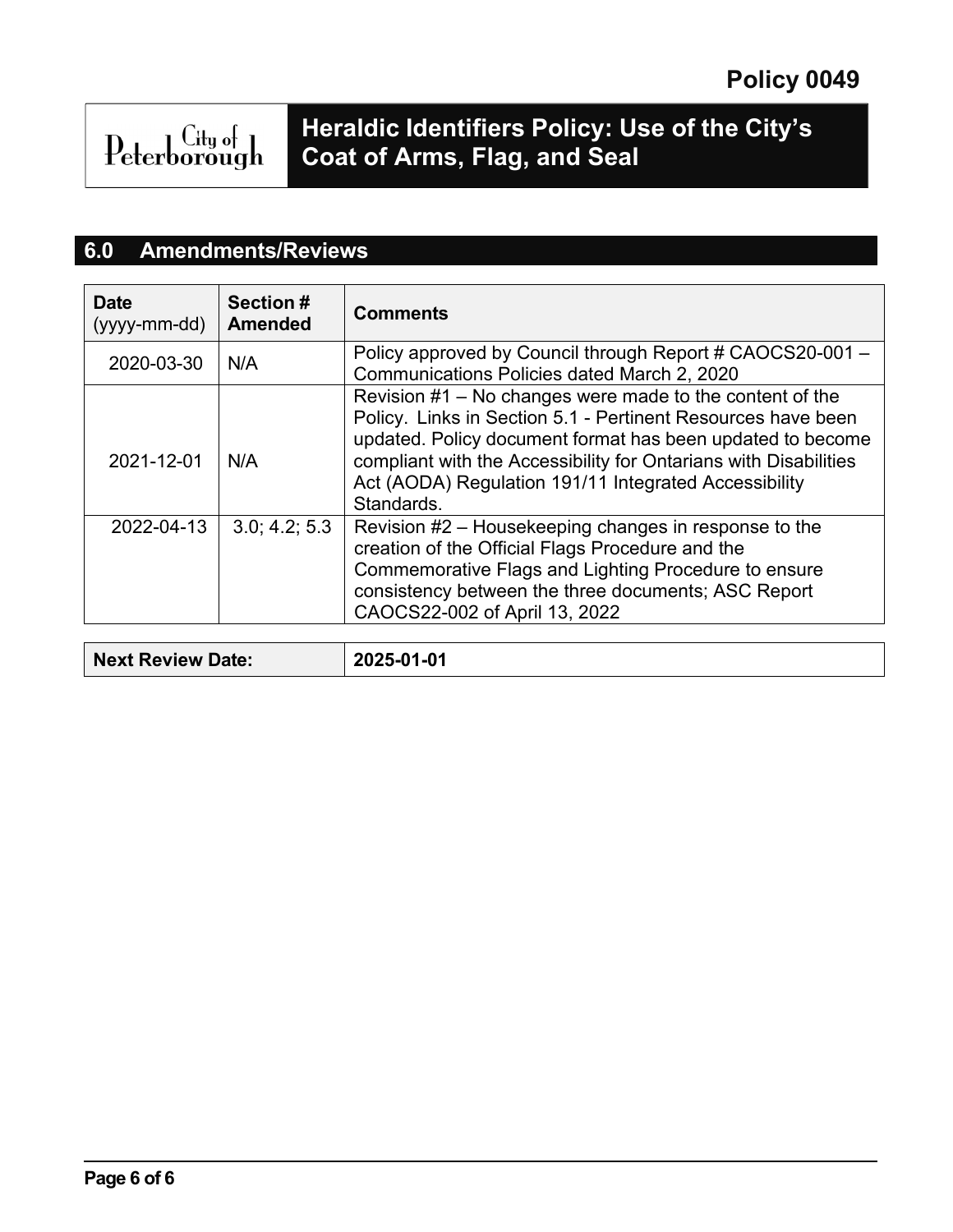## 6.0 Amendments/Reviews

| Date (yyyy-mm-dd) | Section # Amended | Comments |
| --- | --- | --- |
| 2020-03-30 | N/A | Policy approved by Council through Report # CAOCS20-001 – Communications Policies dated March 2, 2020 |
| 2021-12-01 | N/A | Revision #1 – No changes were made to the content of the Policy. Links in Section 5.1 - Pertinent Resources have been updated. Policy document format has been updated to become compliant with the Accessibility for Ontarians with Disabilities Act (AODA) Regulation 191/11 Integrated Accessibility Standards. |
| 2022-04-13 | 3.0; 4.2; 5.3 | Revision #2 – Housekeeping changes in response to the creation of the Official Flags Procedure and the Commemorative Flags and Lighting Procedure to ensure consistency between the three documents; ASC Report CAOCS22-002 of April 13, 2022 |

| | |
| --- | --- |
| **Next Review Date:** | **2025-01-01** |